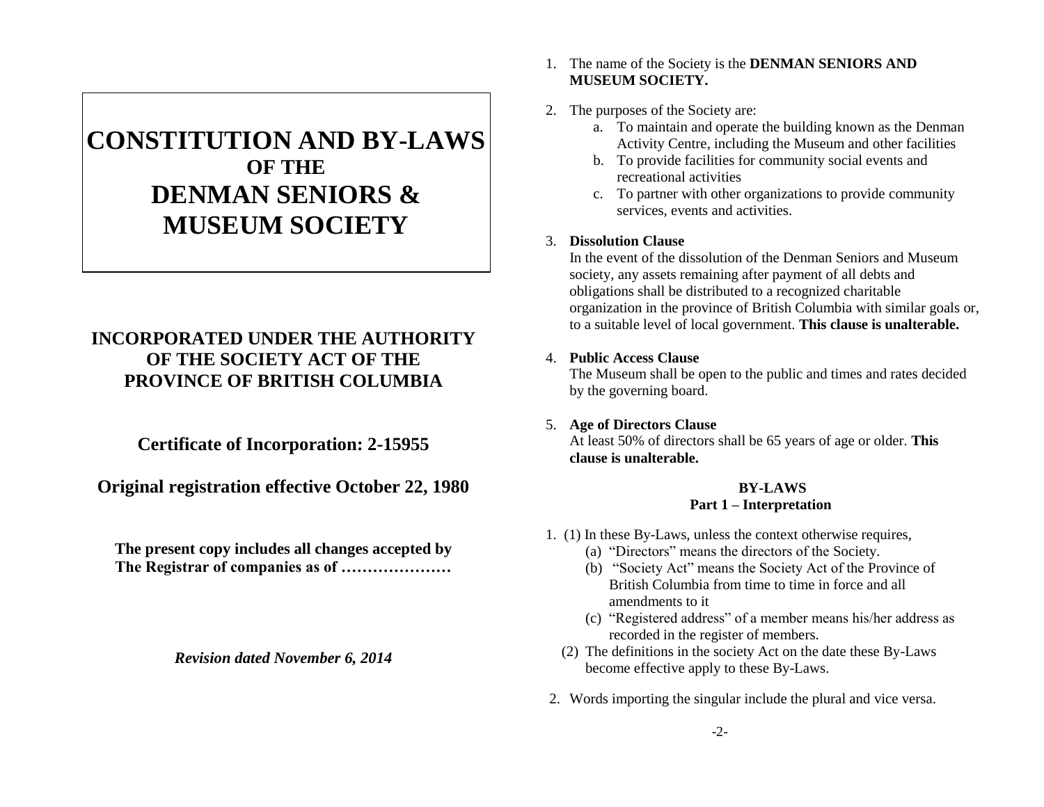# CONSTITUTION AND BY-LAWS

## OF THE

# DENMAN SENIORS & MUSEUM SOCIETY

**INCORPORATED UNDER THE AUTHORITY OF THE SOCIETY ACT OF THE PROVINCE OF BRITISH COLUMBIA**

**Certificate of Incorporation: 2-15955**

**Original registration effective October 22, 1980**

**The present copy includes all changes accepted by The Registrar of companies as of …………………**

***Revision dated November 6, 2014***

1. The name of the Society is the **DENMAN SENIORS AND MUSEUM SOCIETY.**

2. The purposes of the Society are:
   a. To maintain and operate the building known as the Denman Activity Centre, including the Museum and other facilities
   b. To provide facilities for community social events and recreational activities
   c. To partner with other organizations to provide community services, events and activities.

3. **Dissolution Clause**
   In the event of the dissolution of the Denman Seniors and Museum society, any assets remaining after payment of all debts and obligations shall be distributed to a recognized charitable organization in the province of British Columbia with similar goals or, to a suitable level of local government. **This clause is unalterable.**

4. **Public Access Clause**
   The Museum shall be open to the public and times and rates decided by the governing board.

5. **Age of Directors Clause**
   At least 50% of directors shall be 65 years of age or older. **This clause is unalterable.**

## BY-LAWS

### Part 1 – Interpretation

1. (1) In these By-Laws, unless the context otherwise requires,
   (a) “Directors” means the directors of the Society.
   (b) “Society Act” means the Society Act of the Province of British Columbia from time to time in force and all amendments to it
   (c) “Registered address” of a member means his/her address as recorded in the register of members.
   (2) The definitions in the society Act on the date these By-Laws become effective apply to these By-Laws.

2. Words importing the singular include the plural and vice versa.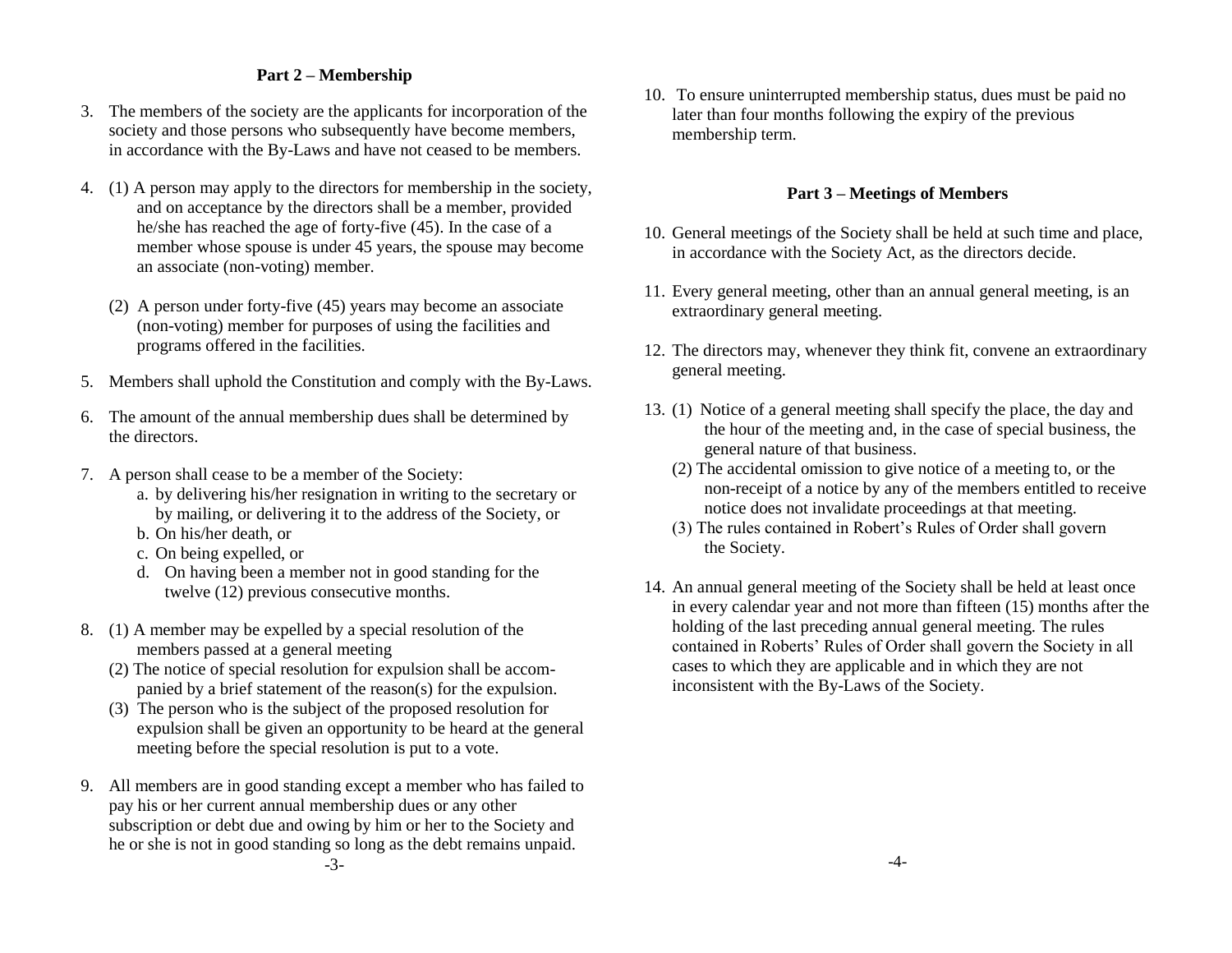## Part 2 – Membership

3. The members of the society are the applicants for incorporation of the society and those persons who subsequently have become members, in accordance with the By-Laws and have not ceased to be members.

4. (1) A person may apply to the directors for membership in the society, and on acceptance by the directors shall be a member, provided he/she has reached the age of forty-five (45). In the case of a member whose spouse is under 45 years, the spouse may become an associate (non-voting) member.

   (2) A person under forty-five (45) years may become an associate (non-voting) member for purposes of using the facilities and programs offered in the facilities.

5. Members shall uphold the Constitution and comply with the By-Laws.

6. The amount of the annual membership dues shall be determined by the directors.

7. A person shall cease to be a member of the Society:
   a. by delivering his/her resignation in writing to the secretary or by mailing, or delivering it to the address of the Society, or
   b. On his/her death, or
   c. On being expelled, or
   d. On having been a member not in good standing for the twelve (12) previous consecutive months.

8. (1) A member may be expelled by a special resolution of the members passed at a general meeting
   (2) The notice of special resolution for expulsion shall be accompanied by a brief statement of the reason(s) for the expulsion.
   (3) The person who is the subject of the proposed resolution for expulsion shall be given an opportunity to be heard at the general meeting before the special resolution is put to a vote.

9. All members are in good standing except a member who has failed to pay his or her current annual membership dues or any other subscription or debt due and owing by him or her to the Society and he or she is not in good standing so long as the debt remains unpaid.

10. To ensure uninterrupted membership status, dues must be paid no later than four months following the expiry of the previous membership term.

## Part 3 – Meetings of Members

10. General meetings of the Society shall be held at such time and place, in accordance with the Society Act, as the directors decide.

11. Every general meeting, other than an annual general meeting, is an extraordinary general meeting.

12. The directors may, whenever they think fit, convene an extraordinary general meeting.

13. (1) Notice of a general meeting shall specify the place, the day and the hour of the meeting and, in the case of special business, the general nature of that business.
    (2) The accidental omission to give notice of a meeting to, or the non-receipt of a notice by any of the members entitled to receive notice does not invalidate proceedings at that meeting.
    (3) The rules contained in Robert's Rules of Order shall govern the Society.

14. An annual general meeting of the Society shall be held at least once in every calendar year and not more than fifteen (15) months after the holding of the last preceding annual general meeting. The rules contained in Roberts' Rules of Order shall govern the Society in all cases to which they are applicable and in which they are not inconsistent with the By-Laws of the Society.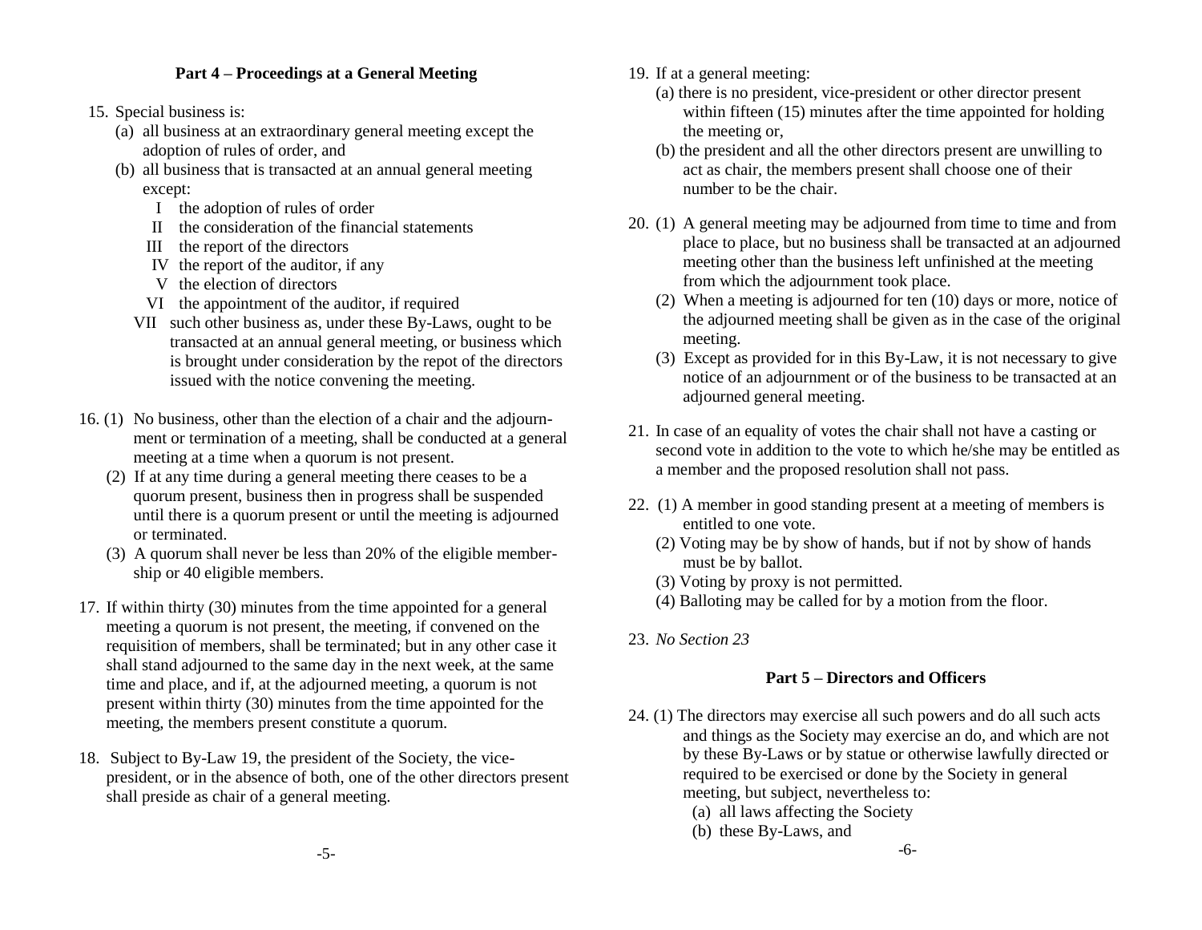## Part 4 – Proceedings at a General Meeting

15. Special business is:
    (a) all business at an extraordinary general meeting except the adoption of rules of order, and
    (b) all business that is transacted at an annual general meeting except:
        I the adoption of rules of order
        II the consideration of the financial statements
        III the report of the directors
        IV the report of the auditor, if any
        V the election of directors
        VI the appointment of the auditor, if required
        VII such other business as, under these By-Laws, ought to be transacted at an annual general meeting, or business which is brought under consideration by the repot of the directors issued with the notice convening the meeting.

16. (1) No business, other than the election of a chair and the adjournment or termination of a meeting, shall be conducted at a general meeting at a time when a quorum is not present.
    (2) If at any time during a general meeting there ceases to be a quorum present, business then in progress shall be suspended until there is a quorum present or until the meeting is adjourned or terminated.
    (3) A quorum shall never be less than 20% of the eligible membership or 40 eligible members.

17. If within thirty (30) minutes from the time appointed for a general meeting a quorum is not present, the meeting, if convened on the requisition of members, shall be terminated; but in any other case it shall stand adjourned to the same day in the next week, at the same time and place, and if, at the adjourned meeting, a quorum is not present within thirty (30) minutes from the time appointed for the meeting, the members present constitute a quorum.

18. Subject to By-Law 19, the president of the Society, the vice-president, or in the absence of both, one of the other directors present shall preside as chair of a general meeting.

19. If at a general meeting:
    (a) there is no president, vice-president or other director present within fifteen (15) minutes after the time appointed for holding the meeting or,
    (b) the president and all the other directors present are unwilling to act as chair, the members present shall choose one of their number to be the chair.

20. (1) A general meeting may be adjourned from time to time and from place to place, but no business shall be transacted at an adjourned meeting other than the business left unfinished at the meeting from which the adjournment took place.
    (2) When a meeting is adjourned for ten (10) days or more, notice of the adjourned meeting shall be given as in the case of the original meeting.
    (3) Except as provided for in this By-Law, it is not necessary to give notice of an adjournment or of the business to be transacted at an adjourned general meeting.

21. In case of an equality of votes the chair shall not have a casting or second vote in addition to the vote to which he/she may be entitled as a member and the proposed resolution shall not pass.

22. (1) A member in good standing present at a meeting of members is entitled to one vote.
    (2) Voting may be by show of hands, but if not by show of hands must be by ballot.
    (3) Voting by proxy is not permitted.
    (4) Balloting may be called for by a motion from the floor.

23. *No Section 23*

## Part 5 – Directors and Officers

24. (1) The directors may exercise all such powers and do all such acts and things as the Society may exercise an do, and which are not by these By-Laws or by statue or otherwise lawfully directed or required to be exercised or done by the Society in general meeting, but subject, nevertheless to:
    (a) all laws affecting the Society
    (b) these By-Laws, and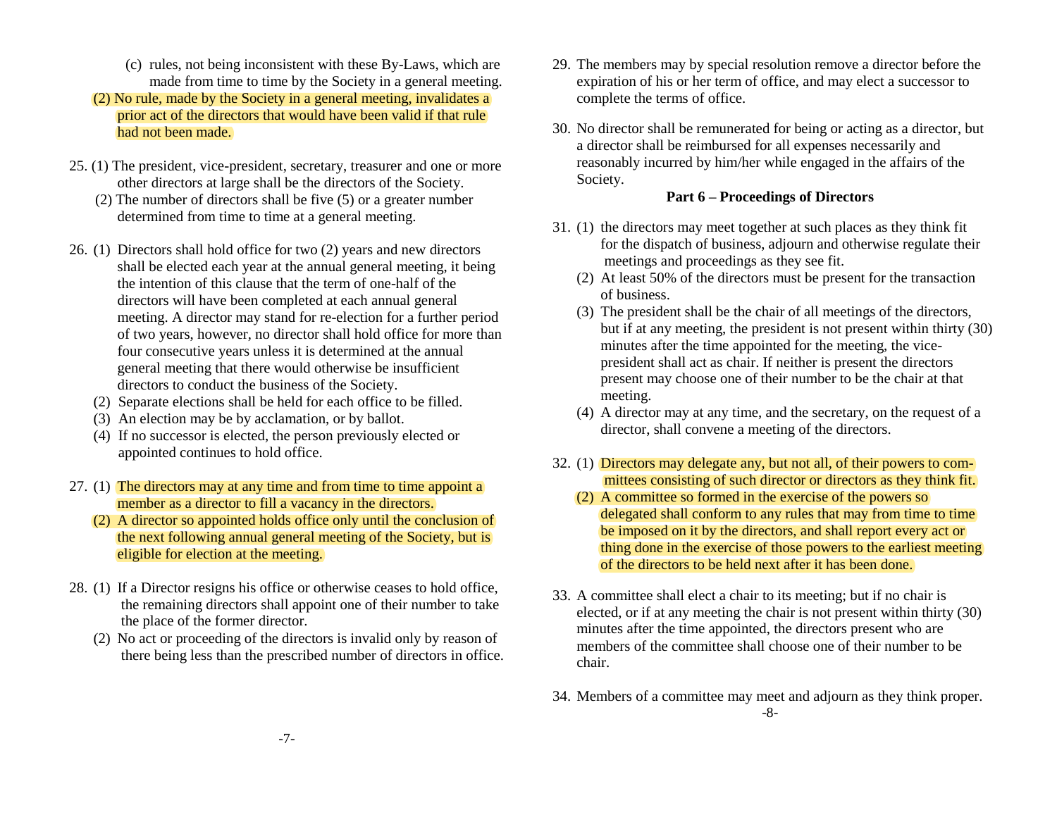(c) rules, not being inconsistent with these By-Laws, which are made from time to time by the Society in a general meeting.

(2) No rule, made by the Society in a general meeting, invalidates a prior act of the directors that would have been valid if that rule had not been made.

25. (1) The president, vice-president, secretary, treasurer and one or more other directors at large shall be the directors of the Society.
    (2) The number of directors shall be five (5) or a greater number determined from time to time at a general meeting.

26. (1) Directors shall hold office for two (2) years and new directors shall be elected each year at the annual general meeting, it being the intention of this clause that the term of one-half of the directors will have been completed at each annual general meeting. A director may stand for re-election for a further period of two years, however, no director shall hold office for more than four consecutive years unless it is determined at the annual general meeting that there would otherwise be insufficient directors to conduct the business of the Society.
    (2) Separate elections shall be held for each office to be filled.
    (3) An election may be by acclamation, or by ballot.
    (4) If no successor is elected, the person previously elected or appointed continues to hold office.

27. (1) The directors may at any time and from time to time appoint a member as a director to fill a vacancy in the directors.
    (2) A director so appointed holds office only until the conclusion of the next following annual general meeting of the Society, but is eligible for election at the meeting.

28. (1) If a Director resigns his office or otherwise ceases to hold office, the remaining directors shall appoint one of their number to take the place of the former director.
    (2) No act or proceeding of the directors is invalid only by reason of there being less than the prescribed number of directors in office.

29. The members may by special resolution remove a director before the expiration of his or her term of office, and may elect a successor to complete the terms of office.

30. No director shall be remunerated for being or acting as a director, but a director shall be reimbursed for all expenses necessarily and reasonably incurred by him/her while engaged in the affairs of the Society.

## Part 6 – Proceedings of Directors

31. (1) the directors may meet together at such places as they think fit for the dispatch of business, adjourn and otherwise regulate their meetings and proceedings as they see fit.
    (2) At least 50% of the directors must be present for the transaction of business.
    (3) The president shall be the chair of all meetings of the directors, but if at any meeting, the president is not present within thirty (30) minutes after the time appointed for the meeting, the vice-president shall act as chair. If neither is present the directors present may choose one of their number to be the chair at that meeting.
    (4) A director may at any time, and the secretary, on the request of a director, shall convene a meeting of the directors.

32. (1) Directors may delegate any, but not all, of their powers to committees consisting of such director or directors as they think fit.
    (2) A committee so formed in the exercise of the powers so delegated shall conform to any rules that may from time to time be imposed on it by the directors, and shall report every act or thing done in the exercise of those powers to the earliest meeting of the directors to be held next after it has been done.

33. A committee shall elect a chair to its meeting; but if no chair is elected, or if at any meeting the chair is not present within thirty (30) minutes after the time appointed, the directors present who are members of the committee shall choose one of their number to be chair.

34. Members of a committee may meet and adjourn as they think proper.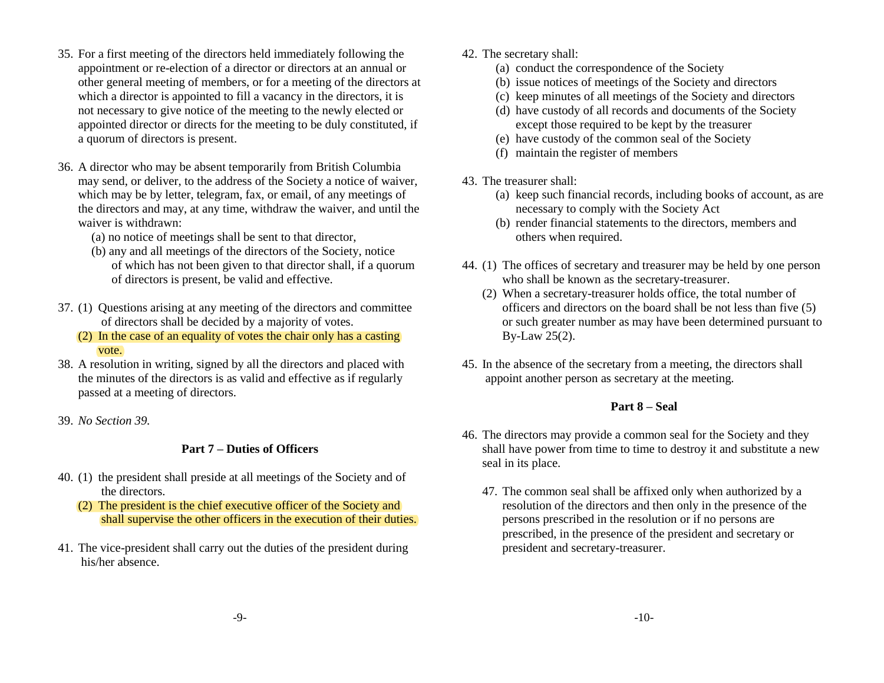35. For a first meeting of the directors held immediately following the appointment or re-election of a director or directors at an annual or other general meeting of members, or for a meeting of the directors at which a director is appointed to fill a vacancy in the directors, it is not necessary to give notice of the meeting to the newly elected or appointed director or directs for the meeting to be duly constituted, if a quorum of directors is present.

36. A director who may be absent temporarily from British Columbia may send, or deliver, to the address of the Society a notice of waiver, which may be by letter, telegram, fax, or email, of any meetings of the directors and may, at any time, withdraw the waiver, and until the waiver is withdrawn:
    (a) no notice of meetings shall be sent to that director,
    (b) any and all meetings of the directors of the Society, notice of which has not been given to that director shall, if a quorum of directors is present, be valid and effective.

37. (1) Questions arising at any meeting of the directors and committee of directors shall be decided by a majority of votes.
    (2) In the case of an equality of votes the chair only has a casting vote.

38. A resolution in writing, signed by all the directors and placed with the minutes of the directors is as valid and effective as if regularly passed at a meeting of directors.

39. *No Section 39.*

## Part 7 – Duties of Officers

40. (1) the president shall preside at all meetings of the Society and of the directors.
    (2) The president is the chief executive officer of the Society and shall supervise the other officers in the execution of their duties.

41. The vice-president shall carry out the duties of the president during his/her absence.

42. The secretary shall:
    (a) conduct the correspondence of the Society
    (b) issue notices of meetings of the Society and directors
    (c) keep minutes of all meetings of the Society and directors
    (d) have custody of all records and documents of the Society except those required to be kept by the treasurer
    (e) have custody of the common seal of the Society
    (f) maintain the register of members

43. The treasurer shall:
    (a) keep such financial records, including books of account, as are necessary to comply with the Society Act
    (b) render financial statements to the directors, members and others when required.

44. (1) The offices of secretary and treasurer may be held by one person who shall be known as the secretary-treasurer.
    (2) When a secretary-treasurer holds office, the total number of officers and directors on the board shall be not less than five (5) or such greater number as may have been determined pursuant to By-Law 25(2).

45. In the absence of the secretary from a meeting, the directors shall appoint another person as secretary at the meeting.

## Part 8 – Seal

46. The directors may provide a common seal for the Society and they shall have power from time to time to destroy it and substitute a new seal in its place.

47. The common seal shall be affixed only when authorized by a resolution of the directors and then only in the presence of the persons prescribed in the resolution or if no persons are prescribed, in the presence of the president and secretary or president and secretary-treasurer.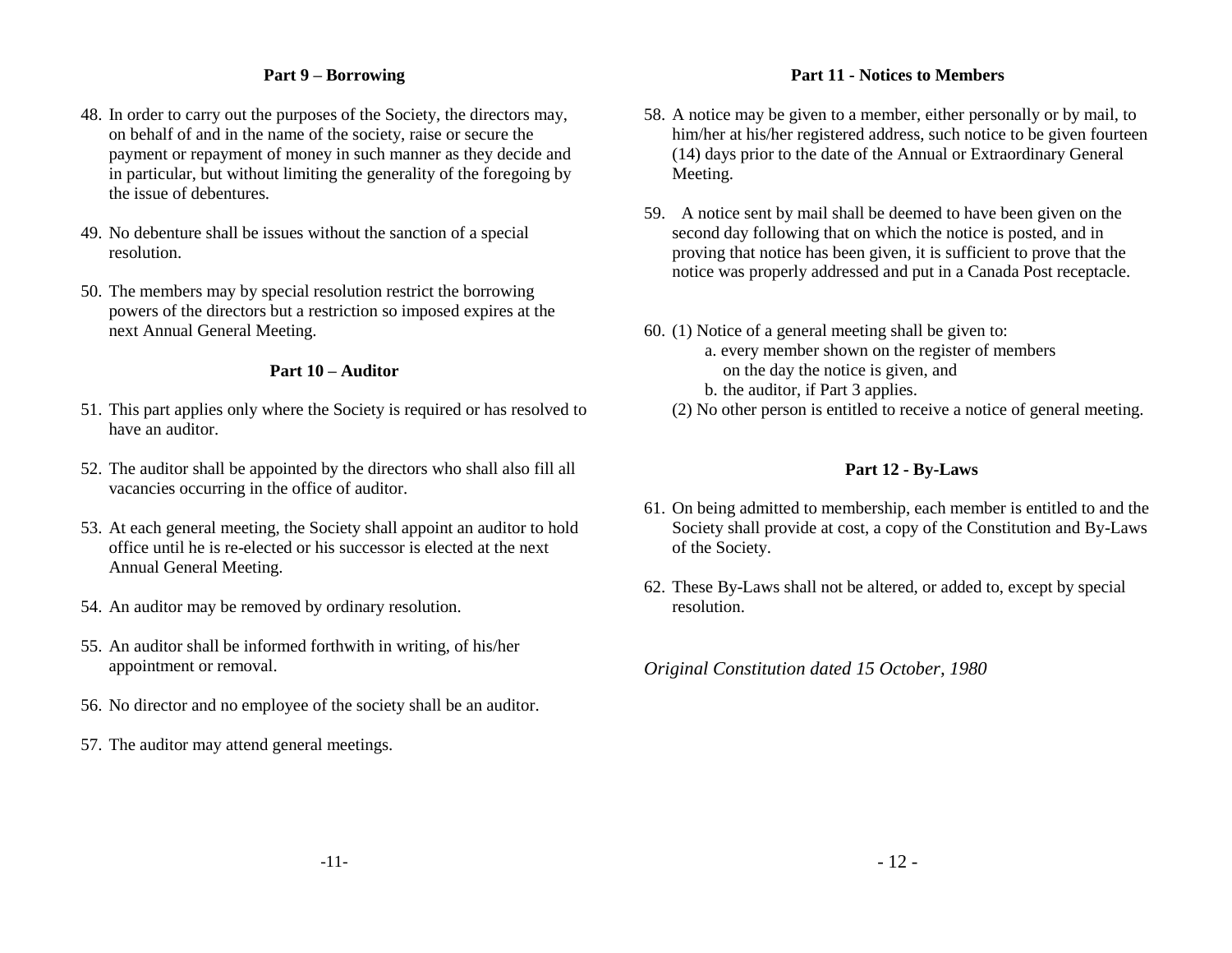## Part 9 – Borrowing

48. In order to carry out the purposes of the Society, the directors may, on behalf of and in the name of the society, raise or secure the payment or repayment of money in such manner as they decide and in particular, but without limiting the generality of the foregoing by the issue of debentures.

49. No debenture shall be issues without the sanction of a special resolution.

50. The members may by special resolution restrict the borrowing powers of the directors but a restriction so imposed expires at the next Annual General Meeting.

## Part 10 – Auditor

51. This part applies only where the Society is required or has resolved to have an auditor.

52. The auditor shall be appointed by the directors who shall also fill all vacancies occurring in the office of auditor.

53. At each general meeting, the Society shall appoint an auditor to hold office until he is re-elected or his successor is elected at the next Annual General Meeting.

54. An auditor may be removed by ordinary resolution.

55. An auditor shall be informed forthwith in writing, of his/her appointment or removal.

56. No director and no employee of the society shall be an auditor.

57. The auditor may attend general meetings.

## Part 11 - Notices to Members

58. A notice may be given to a member, either personally or by mail, to him/her at his/her registered address, such notice to be given fourteen (14) days prior to the date of the Annual or Extraordinary General Meeting.

59. A notice sent by mail shall be deemed to have been given on the second day following that on which the notice is posted, and in proving that notice has been given, it is sufficient to prove that the notice was properly addressed and put in a Canada Post receptacle.

60. (1) Notice of a general meeting shall be given to:
    a. every member shown on the register of members on the day the notice is given, and
    b. the auditor, if Part 3 applies.

    (2) No other person is entitled to receive a notice of general meeting.

## Part 12 - By-Laws

61. On being admitted to membership, each member is entitled to and the Society shall provide at cost, a copy of the Constitution and By-Laws of the Society.

62. These By-Laws shall not be altered, or added to, except by special resolution.

*Original Constitution dated 15 October, 1980*